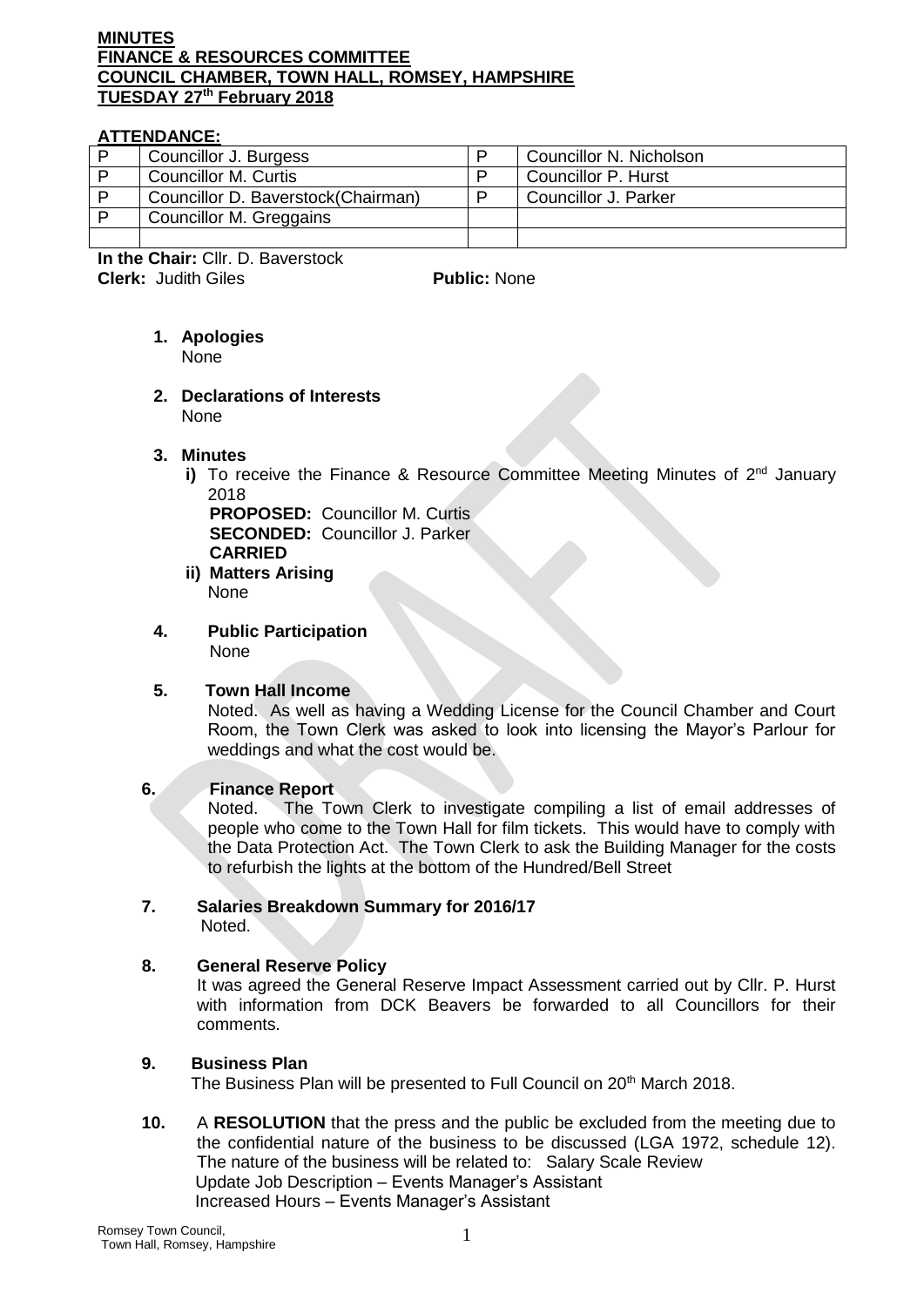**MINUTES**
**FINANCE & RESOURCES COMMITTEE**
**COUNCIL CHAMBER, TOWN HALL, ROMSEY, HAMPSHIRE**
**TUESDAY 27th February 2018**

**ATTENDANCE:**

| | | | |
|---|---|---|---|
| P | Councillor J. Burgess | P | Councillor N. Nicholson |
| P | Councillor M. Curtis | P | Councillor P. Hurst |
| P | Councillor D. Baverstock(Chairman) | P | Councillor J. Parker |
| P | Councillor M. Greggains | | |
| | | | |

**In the Chair:** Cllr. D. Baverstock
**Clerk:** Judith Giles **Public:** None

1. **Apologies**
   None

2. **Declarations of Interests**
   None

3. **Minutes**
   i) To receive the Finance & Resource Committee Meeting Minutes of 2nd January 2018
   **PROPOSED:** Councillor M. Curtis
   **SECONDED:** Councillor J. Parker
   **CARRIED**
   ii) **Matters Arising**
   None

4. **Public Participation**
   None

5. **Town Hall Income**
   Noted. As well as having a Wedding License for the Council Chamber and Court Room, the Town Clerk was asked to look into licensing the Mayor's Parlour for weddings and what the cost would be.

6. **Finance Report**
   Noted. The Town Clerk to investigate compiling a list of email addresses of people who come to the Town Hall for film tickets. This would have to comply with the Data Protection Act. The Town Clerk to ask the Building Manager for the costs to refurbish the lights at the bottom of the Hundred/Bell Street

7. **Salaries Breakdown Summary for 2016/17**
   Noted.

8. **General Reserve Policy**
   It was agreed the General Reserve Impact Assessment carried out by Cllr. P. Hurst with information from DCK Beavers be forwarded to all Councillors for their comments.

9. **Business Plan**
   The Business Plan will be presented to Full Council on 20th March 2018.

10. A **RESOLUTION** that the press and the public be excluded from the meeting due to the confidential nature of the business to be discussed (LGA 1972, schedule 12). The nature of the business will be related to: Salary Scale Review
    Update Job Description – Events Manager's Assistant
    Increased Hours – Events Manager's Assistant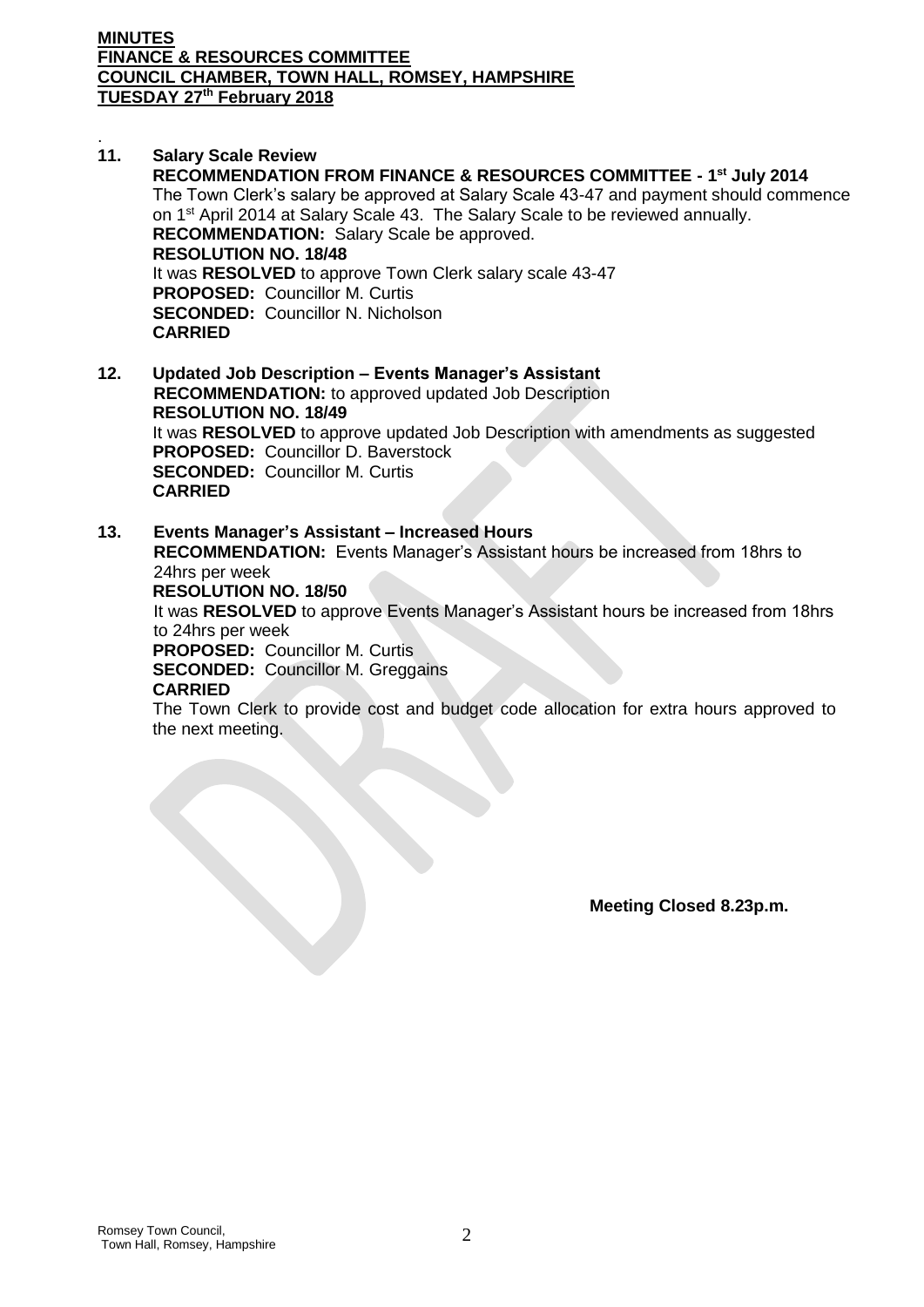**MINUTES**
**FINANCE & RESOURCES COMMITTEE**
**COUNCIL CHAMBER, TOWN HALL, ROMSEY, HAMPSHIRE**
**TUESDAY 27th February 2018**

.

**11. Salary Scale Review**

**RECOMMENDATION FROM FINANCE & RESOURCES COMMITTEE - 1st July 2014**
The Town Clerk's salary be approved at Salary Scale 43-47 and payment should commence on 1st April 2014 at Salary Scale 43. The Salary Scale to be reviewed annually.
**RECOMMENDATION:** Salary Scale be approved.
**RESOLUTION NO. 18/48**
It was **RESOLVED** to approve Town Clerk salary scale 43-47
**PROPOSED:** Councillor M. Curtis
**SECONDED:** Councillor N. Nicholson
**CARRIED**

**12. Updated Job Description – Events Manager's Assistant**

**RECOMMENDATION:** to approved updated Job Description
**RESOLUTION NO. 18/49**
It was **RESOLVED** to approve updated Job Description with amendments as suggested
**PROPOSED:** Councillor D. Baverstock
**SECONDED:** Councillor M. Curtis
**CARRIED**

**13. Events Manager's Assistant – Increased Hours**

**RECOMMENDATION:** Events Manager's Assistant hours be increased from 18hrs to 24hrs per week
**RESOLUTION NO. 18/50**
It was **RESOLVED** to approve Events Manager's Assistant hours be increased from 18hrs to 24hrs per week
**PROPOSED:** Councillor M. Curtis
**SECONDED:** Councillor M. Greggains
**CARRIED**
The Town Clerk to provide cost and budget code allocation for extra hours approved to the next meeting.

**Meeting Closed 8.23p.m.**